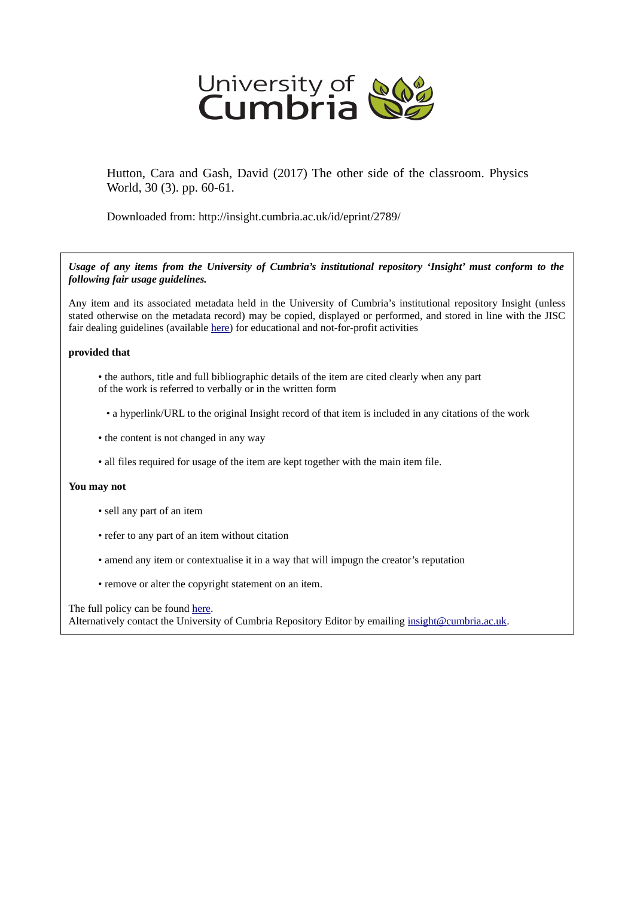University of Cumbria

Hutton, Cara and Gash, David (2017) The other side of the classroom. Physics World, 30 (3). pp. 60-61.

Downloaded from: http://insight.cumbria.ac.uk/id/eprint/2789/

***Usage of any items from the University of Cumbria's institutional repository 'Insight' must conform to the following fair usage guidelines.***

Any item and its associated metadata held in the University of Cumbria's institutional repository Insight (unless stated otherwise on the metadata record) may be copied, displayed or performed, and stored in line with the JISC fair dealing guidelines (available here) for educational and not-for-profit activities

**provided that**

- the authors, title and full bibliographic details of the item are cited clearly when any part of the work is referred to verbally or in the written form
- a hyperlink/URL to the original Insight record of that item is included in any citations of the work
- the content is not changed in any way
- all files required for usage of the item are kept together with the main item file.

**You may not**

- sell any part of an item
- refer to any part of an item without citation
- amend any item or contextualise it in a way that will impugn the creator's reputation
- remove or alter the copyright statement on an item.

The full policy can be found here.
Alternatively contact the University of Cumbria Repository Editor by emailing insight@cumbria.ac.uk.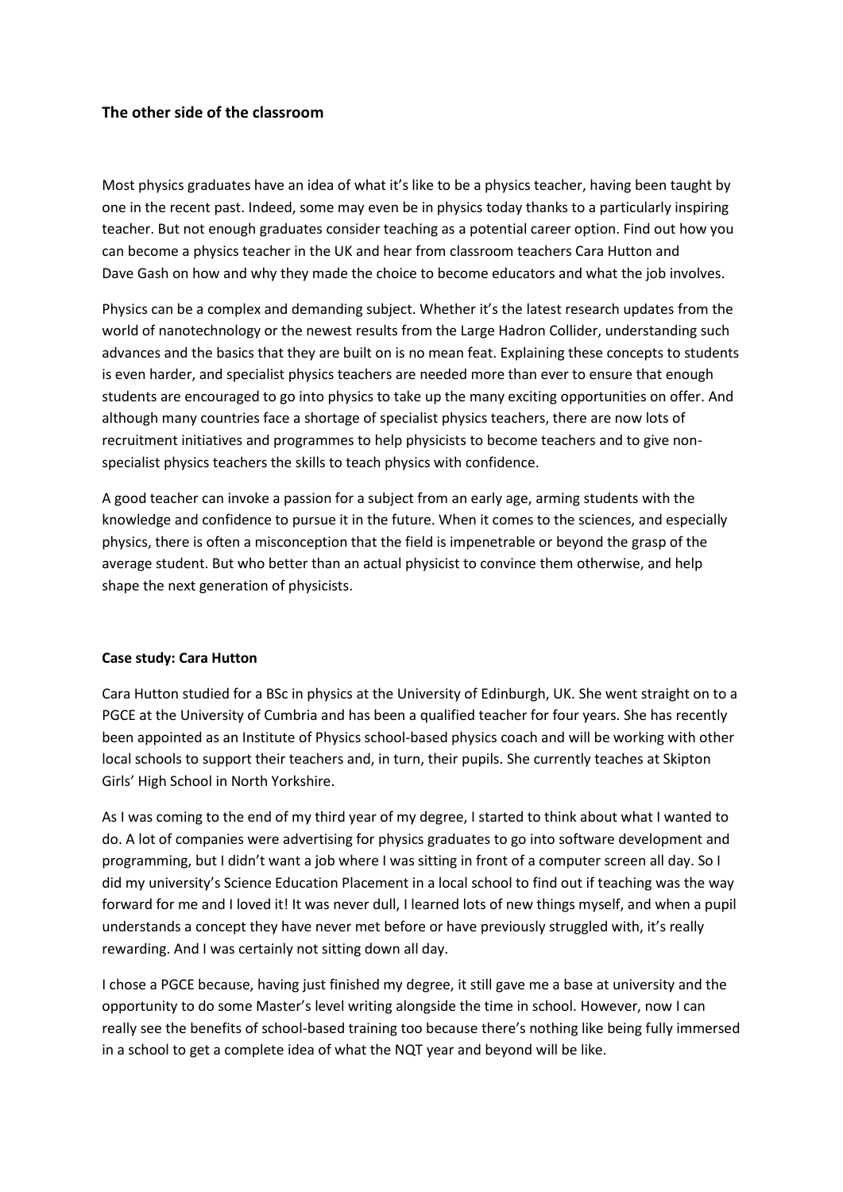## The other side of the classroom

Most physics graduates have an idea of what it's like to be a physics teacher, having been taught by one in the recent past. Indeed, some may even be in physics today thanks to a particularly inspiring teacher. But not enough graduates consider teaching as a potential career option. Find out how you can become a physics teacher in the UK and hear from classroom teachers Cara Hutton and Dave Gash on how and why they made the choice to become educators and what the job involves.

Physics can be a complex and demanding subject. Whether it's the latest research updates from the world of nanotechnology or the newest results from the Large Hadron Collider, understanding such advances and the basics that they are built on is no mean feat. Explaining these concepts to students is even harder, and specialist physics teachers are needed more than ever to ensure that enough students are encouraged to go into physics to take up the many exciting opportunities on offer. And although many countries face a shortage of specialist physics teachers, there are now lots of recruitment initiatives and programmes to help physicists to become teachers and to give non-specialist physics teachers the skills to teach physics with confidence.

A good teacher can invoke a passion for a subject from an early age, arming students with the knowledge and confidence to pursue it in the future. When it comes to the sciences, and especially physics, there is often a misconception that the field is impenetrable or beyond the grasp of the average student. But who better than an actual physicist to convince them otherwise, and help shape the next generation of physicists.

### Case study: Cara Hutton

Cara Hutton studied for a BSc in physics at the University of Edinburgh, UK. She went straight on to a PGCE at the University of Cumbria and has been a qualified teacher for four years. She has recently been appointed as an Institute of Physics school-based physics coach and will be working with other local schools to support their teachers and, in turn, their pupils. She currently teaches at Skipton Girls' High School in North Yorkshire.

As I was coming to the end of my third year of my degree, I started to think about what I wanted to do. A lot of companies were advertising for physics graduates to go into software development and programming, but I didn't want a job where I was sitting in front of a computer screen all day. So I did my university's Science Education Placement in a local school to find out if teaching was the way forward for me and I loved it! It was never dull, I learned lots of new things myself, and when a pupil understands a concept they have never met before or have previously struggled with, it's really rewarding. And I was certainly not sitting down all day.

I chose a PGCE because, having just finished my degree, it still gave me a base at university and the opportunity to do some Master's level writing alongside the time in school. However, now I can really see the benefits of school-based training too because there's nothing like being fully immersed in a school to get a complete idea of what the NQT year and beyond will be like.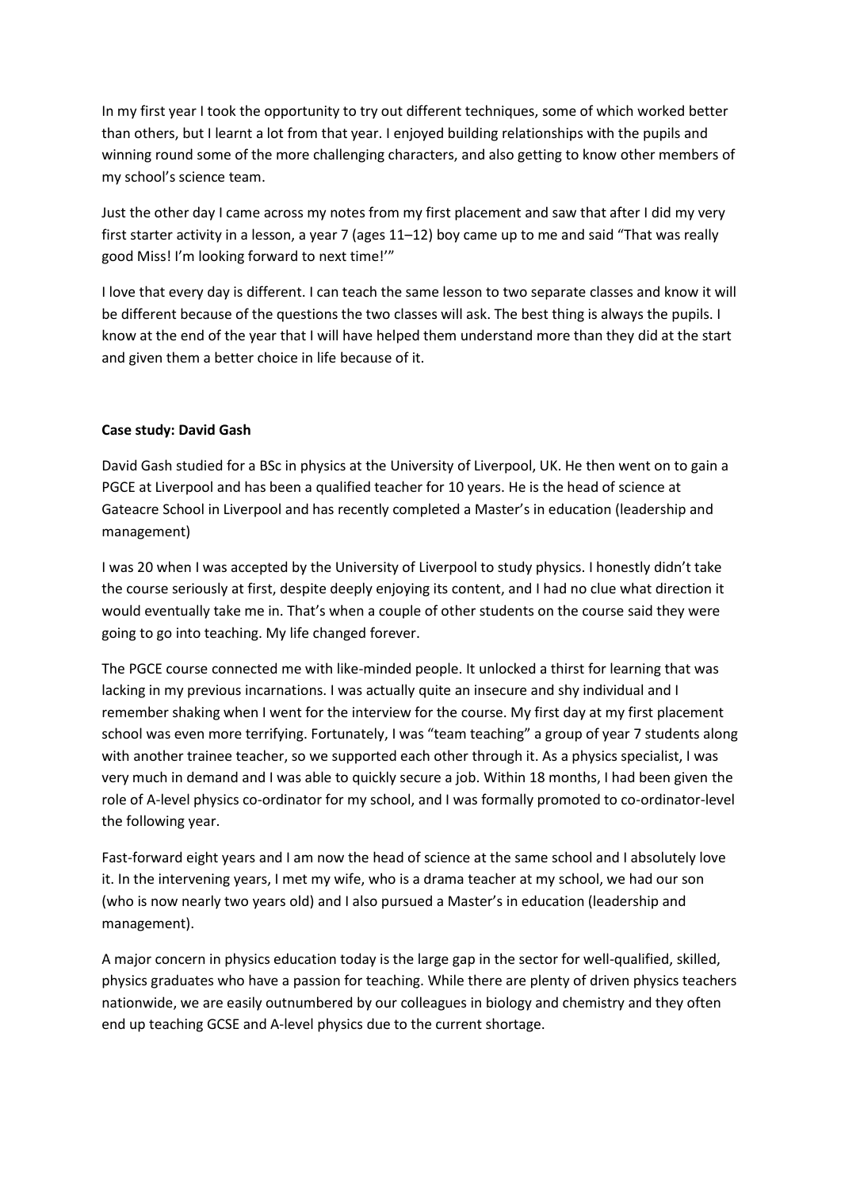In my first year I took the opportunity to try out different techniques, some of which worked better than others, but I learnt a lot from that year. I enjoyed building relationships with the pupils and winning round some of the more challenging characters, and also getting to know other members of my school's science team.

Just the other day I came across my notes from my first placement and saw that after I did my very first starter activity in a lesson, a year 7 (ages 11–12) boy came up to me and said "That was really good Miss! I'm looking forward to next time!'"

I love that every day is different. I can teach the same lesson to two separate classes and know it will be different because of the questions the two classes will ask. The best thing is always the pupils. I know at the end of the year that I will have helped them understand more than they did at the start and given them a better choice in life because of it.

**Case study: David Gash**

David Gash studied for a BSc in physics at the University of Liverpool, UK. He then went on to gain a PGCE at Liverpool and has been a qualified teacher for 10 years. He is the head of science at Gateacre School in Liverpool and has recently completed a Master's in education (leadership and management)

I was 20 when I was accepted by the University of Liverpool to study physics. I honestly didn't take the course seriously at first, despite deeply enjoying its content, and I had no clue what direction it would eventually take me in. That's when a couple of other students on the course said they were going to go into teaching. My life changed forever.

The PGCE course connected me with like-minded people. It unlocked a thirst for learning that was lacking in my previous incarnations. I was actually quite an insecure and shy individual and I remember shaking when I went for the interview for the course. My first day at my first placement school was even more terrifying. Fortunately, I was "team teaching" a group of year 7 students along with another trainee teacher, so we supported each other through it. As a physics specialist, I was very much in demand and I was able to quickly secure a job. Within 18 months, I had been given the role of A-level physics co-ordinator for my school, and I was formally promoted to co-ordinator-level the following year.

Fast-forward eight years and I am now the head of science at the same school and I absolutely love it. In the intervening years, I met my wife, who is a drama teacher at my school, we had our son (who is now nearly two years old) and I also pursued a Master's in education (leadership and management).

A major concern in physics education today is the large gap in the sector for well-qualified, skilled, physics graduates who have a passion for teaching. While there are plenty of driven physics teachers nationwide, we are easily outnumbered by our colleagues in biology and chemistry and they often end up teaching GCSE and A-level physics due to the current shortage.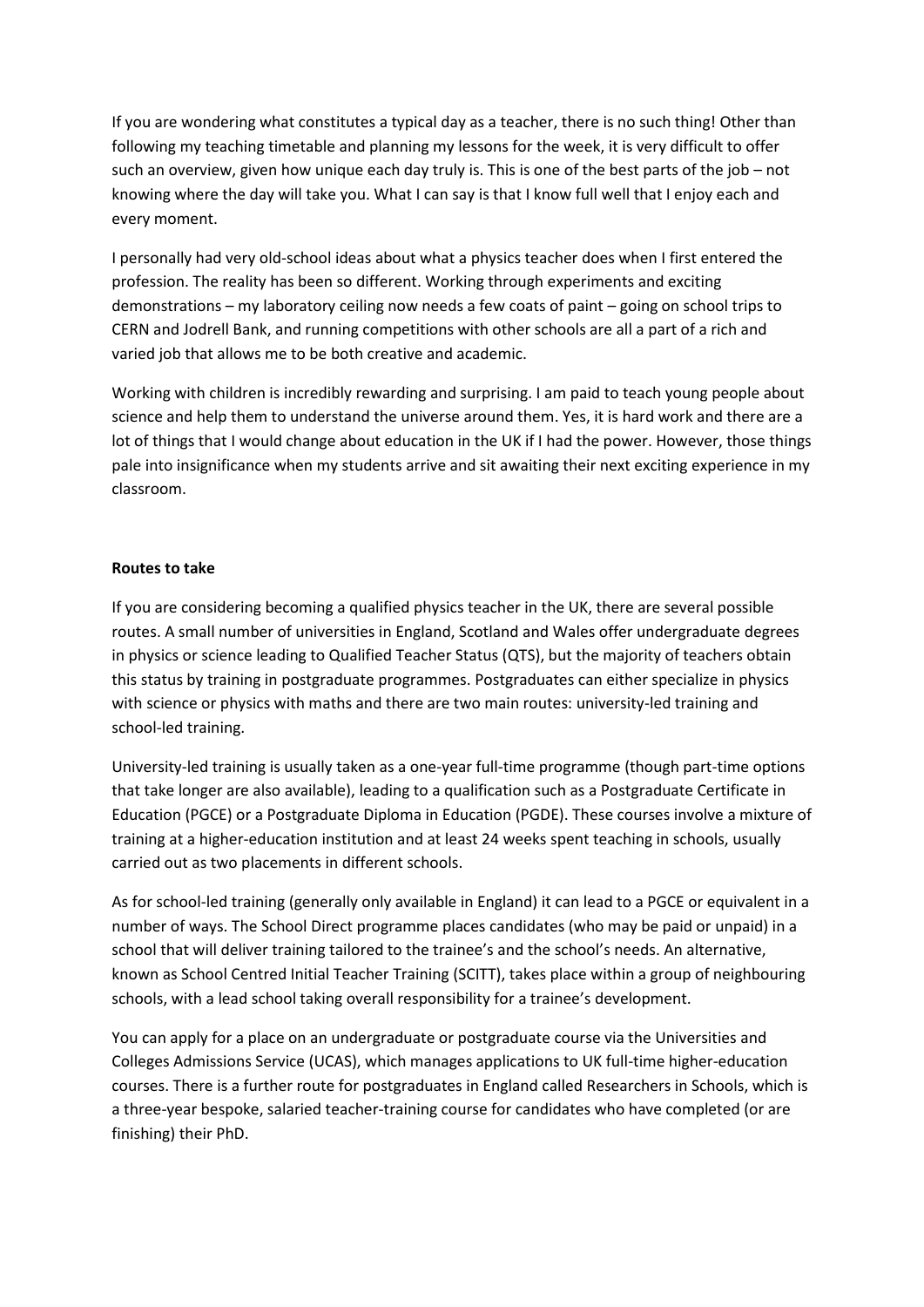If you are wondering what constitutes a typical day as a teacher, there is no such thing! Other than following my teaching timetable and planning my lessons for the week, it is very difficult to offer such an overview, given how unique each day truly is. This is one of the best parts of the job – not knowing where the day will take you. What I can say is that I know full well that I enjoy each and every moment.

I personally had very old-school ideas about what a physics teacher does when I first entered the profession. The reality has been so different. Working through experiments and exciting demonstrations – my laboratory ceiling now needs a few coats of paint – going on school trips to CERN and Jodrell Bank, and running competitions with other schools are all a part of a rich and varied job that allows me to be both creative and academic.

Working with children is incredibly rewarding and surprising. I am paid to teach young people about science and help them to understand the universe around them. Yes, it is hard work and there are a lot of things that I would change about education in the UK if I had the power. However, those things pale into insignificance when my students arrive and sit awaiting their next exciting experience in my classroom.

**Routes to take**

If you are considering becoming a qualified physics teacher in the UK, there are several possible routes. A small number of universities in England, Scotland and Wales offer undergraduate degrees in physics or science leading to Qualified Teacher Status (QTS), but the majority of teachers obtain this status by training in postgraduate programmes. Postgraduates can either specialize in physics with science or physics with maths and there are two main routes: university-led training and school-led training.

University-led training is usually taken as a one-year full-time programme (though part-time options that take longer are also available), leading to a qualification such as a Postgraduate Certificate in Education (PGCE) or a Postgraduate Diploma in Education (PGDE). These courses involve a mixture of training at a higher-education institution and at least 24 weeks spent teaching in schools, usually carried out as two placements in different schools.

As for school-led training (generally only available in England) it can lead to a PGCE or equivalent in a number of ways. The School Direct programme places candidates (who may be paid or unpaid) in a school that will deliver training tailored to the trainee's and the school's needs. An alternative, known as School Centred Initial Teacher Training (SCITT), takes place within a group of neighbouring schools, with a lead school taking overall responsibility for a trainee's development.

You can apply for a place on an undergraduate or postgraduate course via the Universities and Colleges Admissions Service (UCAS), which manages applications to UK full-time higher-education courses. There is a further route for postgraduates in England called Researchers in Schools, which is a three-year bespoke, salaried teacher-training course for candidates who have completed (or are finishing) their PhD.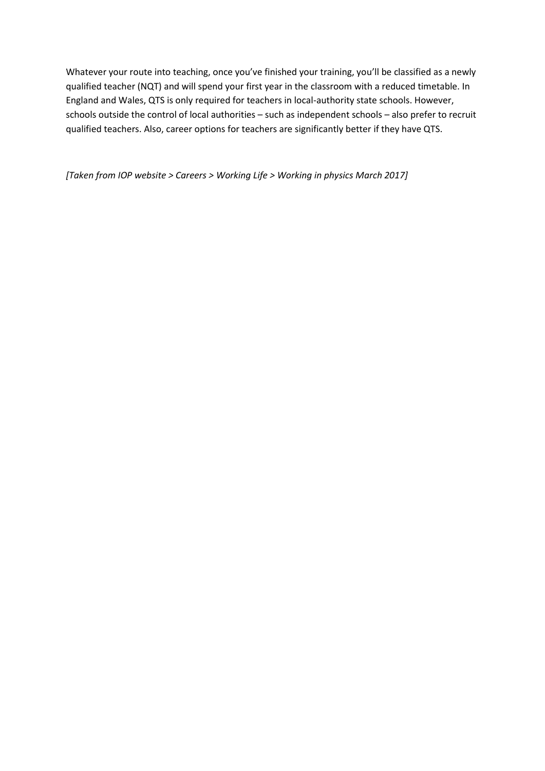Whatever your route into teaching, once you've finished your training, you'll be classified as a newly qualified teacher (NQT) and will spend your first year in the classroom with a reduced timetable. In England and Wales, QTS is only required for teachers in local-authority state schools. However, schools outside the control of local authorities – such as independent schools – also prefer to recruit qualified teachers. Also, career options for teachers are significantly better if they have QTS.

*[Taken from IOP website > Careers > Working Life > Working in physics March 2017]*